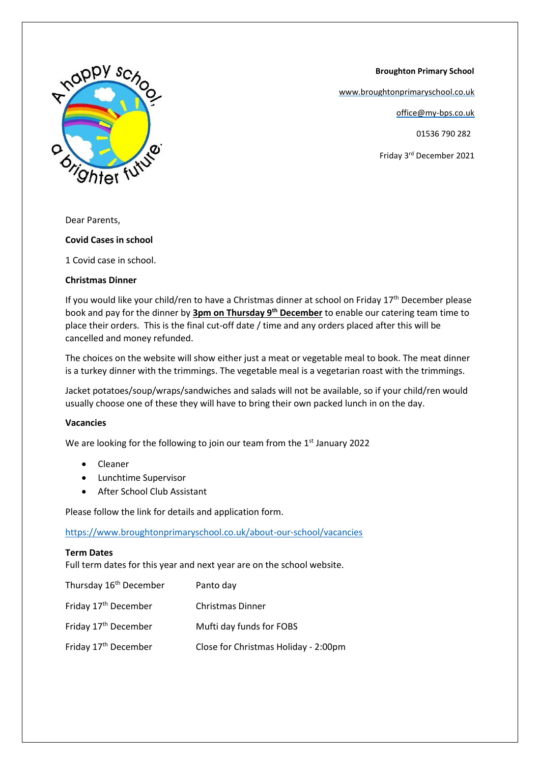**Broughton Primary School**

www.broughtonprimaryschool.co.uk

office@my-bps.co.uk

01536 790 282

Friday 3rd December 2021

Dear Parents,

**Covid Cases in school**

1 Covid case in school.

**Christmas Dinner**

If you would like your child/ren to have a Christmas dinner at school on Friday 17th December please book and pay for the dinner by **3pm on Thursday 9th December** to enable our catering team time to place their orders. This is the final cut-off date / time and any orders placed after this will be cancelled and money refunded.

The choices on the website will show either just a meat or vegetable meal to book. The meat dinner is a turkey dinner with the trimmings. The vegetable meal is a vegetarian roast with the trimmings.

Jacket potatoes/soup/wraps/sandwiches and salads will not be available, so if your child/ren would usually choose one of these they will have to bring their own packed lunch in on the day.

**Vacancies**

We are looking for the following to join our team from the 1st January 2022

- Cleaner
- Lunchtime Supervisor
- After School Club Assistant

Please follow the link for details and application form.

https://www.broughtonprimaryschool.co.uk/about-our-school/vacancies

**Term Dates**

Full term dates for this year and next year are on the school website.

| | |
|---|---|
| Thursday 16th December | Panto day |
| Friday 17th December | Christmas Dinner |
| Friday 17th December | Mufti day funds for FOBS |
| Friday 17th December | Close for Christmas Holiday - 2:00pm |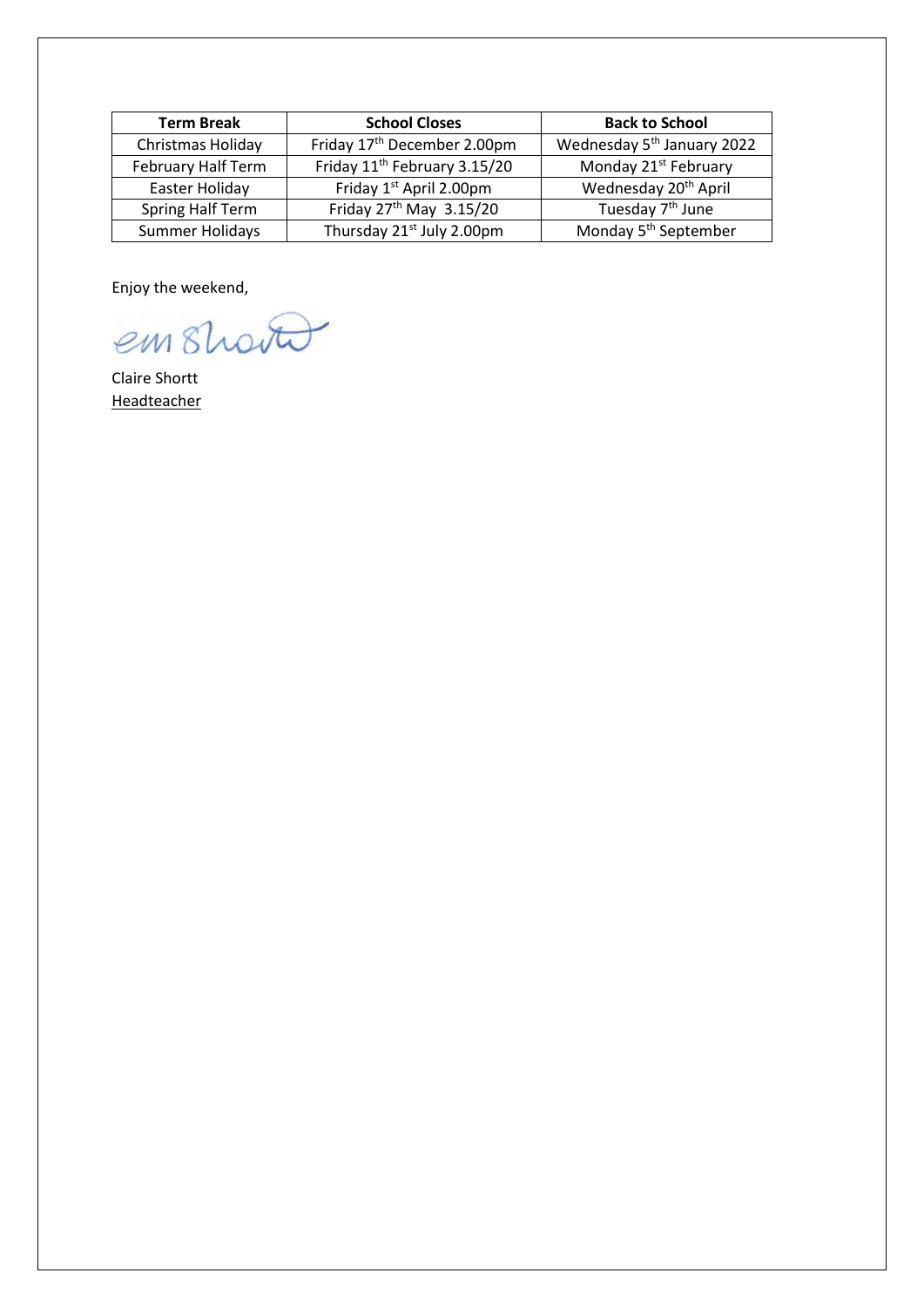| Term Break | School Closes | Back to School |
| --- | --- | --- |
| Christmas Holiday | Friday 17th December 2.00pm | Wednesday 5th January 2022 |
| February Half Term | Friday 11th February 3.15/20 | Monday 21st February |
| Easter Holiday | Friday 1st April 2.00pm | Wednesday 20th April |
| Spring Half Term | Friday 27th May 3.15/20 | Tuesday 7th June |
| Summer Holidays | Thursday 21st July 2.00pm | Monday 5th September |

Enjoy the weekend,

Claire Shortt
Headteacher